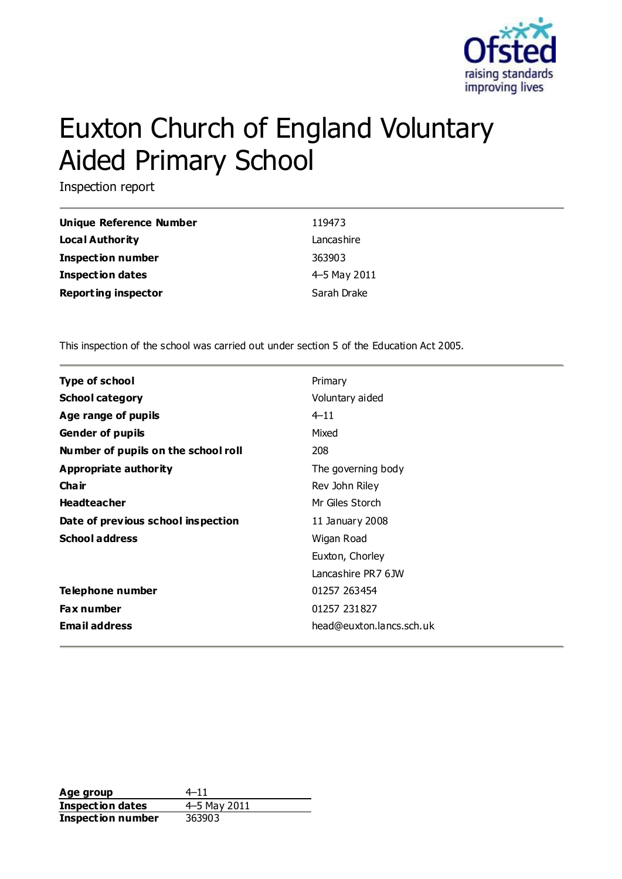# Euxton Church of England Voluntary Aided Primary School

Inspection report

| | |
|---|---|
| **Unique Reference Number** | 119473 |
| **Local Authority** | Lancashire |
| **Inspection number** | 363903 |
| **Inspection dates** | 4–5 May 2011 |
| **Reporting inspector** | Sarah Drake |

This inspection of the school was carried out under section 5 of the Education Act 2005.

| | |
|---|---|
| **Type of school** | Primary |
| **School category** | Voluntary aided |
| **Age range of pupils** | 4–11 |
| **Gender of pupils** | Mixed |
| **Number of pupils on the school roll** | 208 |
| **Appropriate authority** | The governing body |
| **Chair** | Rev John Riley |
| **Headteacher** | Mr Giles Storch |
| **Date of previous school inspection** | 11 January 2008 |
| **School address** | Wigan Road<br>Euxton, Chorley<br>Lancashire PR7 6JW |
| **Telephone number** | 01257 263454 |
| **Fax number** | 01257 231827 |
| **Email address** | head@euxton.lancs.sch.uk |

| | |
|---|---|
| **Age group** | 4–11 |
| **Inspection dates** | 4–5 May 2011 |
| **Inspection number** | 363903 |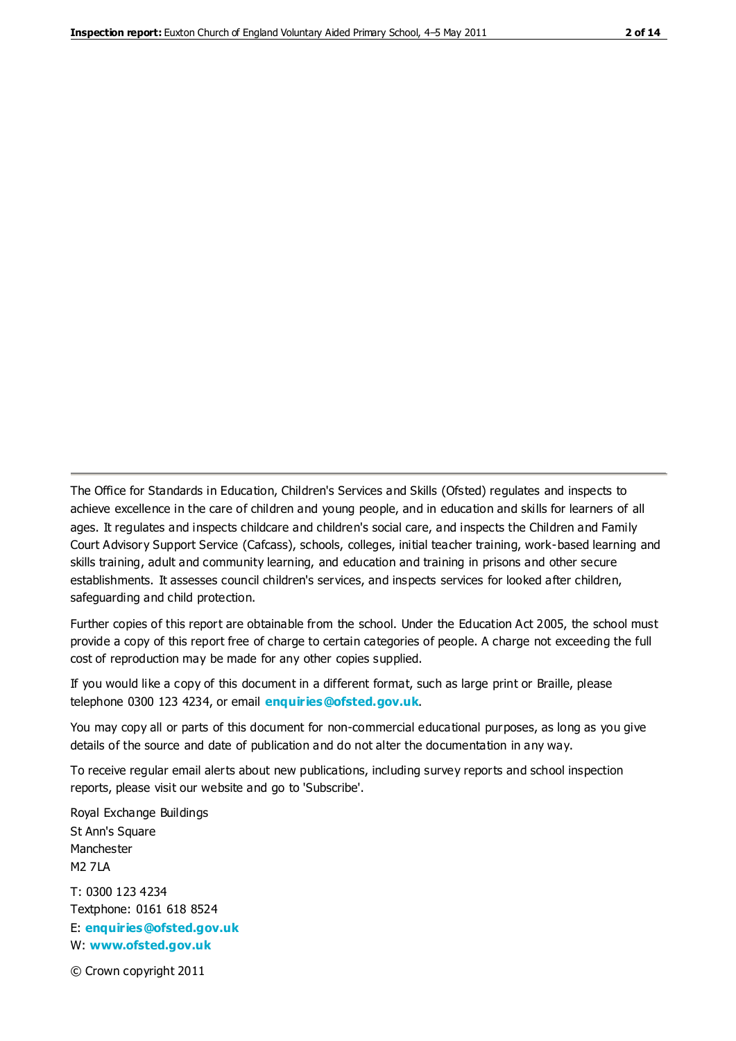The Office for Standards in Education, Children's Services and Skills (Ofsted) regulates and inspects to achieve excellence in the care of children and young people, and in education and skills for learners of all ages. It regulates and inspects childcare and children's social care, and inspects the Children and Family Court Advisory Support Service (Cafcass), schools, colleges, initial teacher training, work-based learning and skills training, adult and community learning, and education and training in prisons and other secure establishments. It assesses council children's services, and inspects services for looked after children, safeguarding and child protection.

Further copies of this report are obtainable from the school. Under the Education Act 2005, the school must provide a copy of this report free of charge to certain categories of people. A charge not exceeding the full cost of reproduction may be made for any other copies supplied.

If you would like a copy of this document in a different format, such as large print or Braille, please telephone 0300 123 4234, or email **enquiries@ofsted.gov.uk**.

You may copy all or parts of this document for non-commercial educational purposes, as long as you give details of the source and date of publication and do not alter the documentation in any way.

To receive regular email alerts about new publications, including survey reports and school inspection reports, please visit our website and go to 'Subscribe'.

Royal Exchange Buildings
St Ann's Square
Manchester
M2 7LA

T: 0300 123 4234
Textphone: 0161 618 8524
E: **enquiries@ofsted.gov.uk**
W: **www.ofsted.gov.uk**

© Crown copyright 2011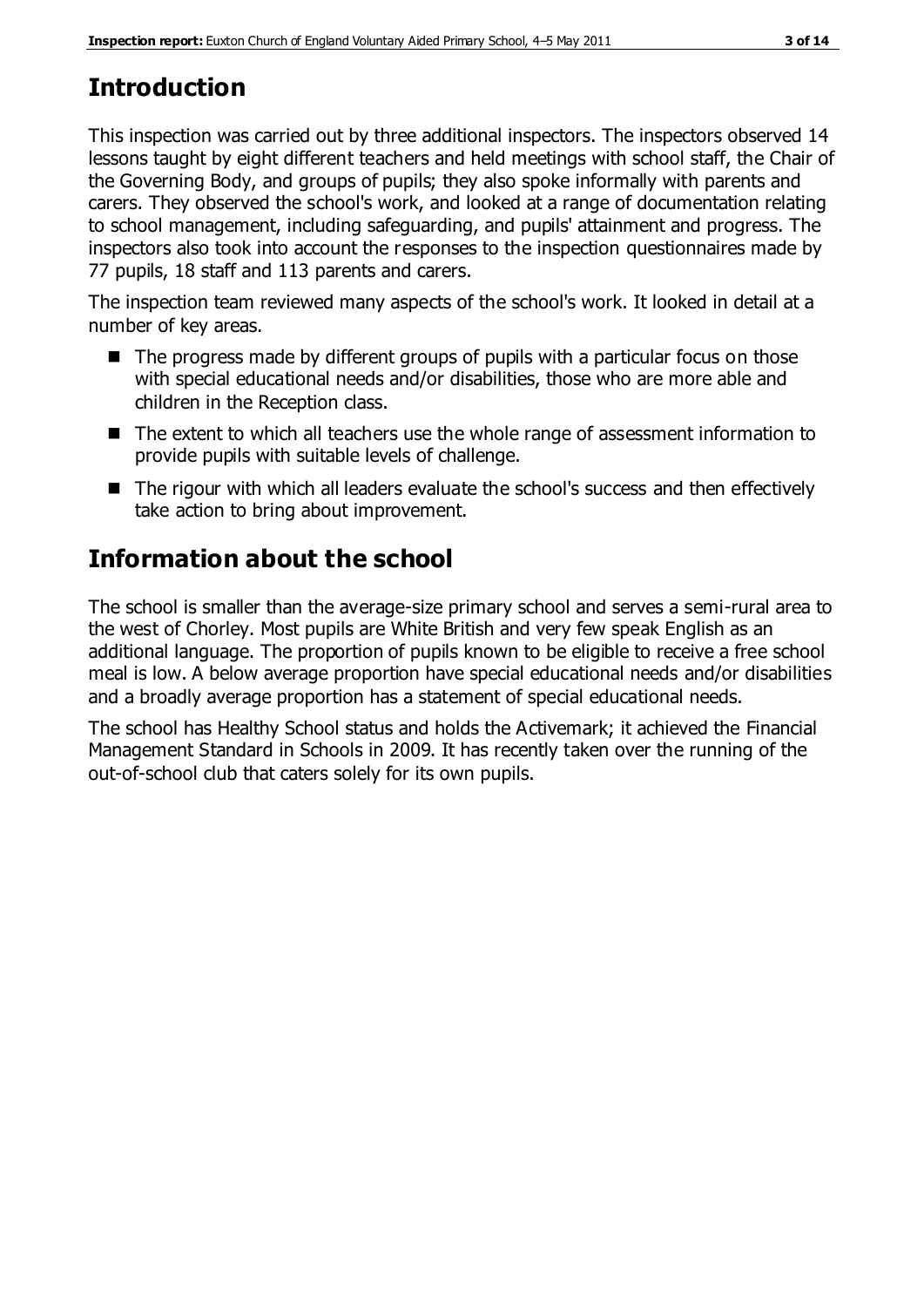## Introduction

This inspection was carried out by three additional inspectors. The inspectors observed 14 lessons taught by eight different teachers and held meetings with school staff, the Chair of the Governing Body, and groups of pupils; they also spoke informally with parents and carers. They observed the school's work, and looked at a range of documentation relating to school management, including safeguarding, and pupils' attainment and progress. The inspectors also took into account the responses to the inspection questionnaires made by 77 pupils, 18 staff and 113 parents and carers.

The inspection team reviewed many aspects of the school's work. It looked in detail at a number of key areas.

- The progress made by different groups of pupils with a particular focus on those with special educational needs and/or disabilities, those who are more able and children in the Reception class.
- The extent to which all teachers use the whole range of assessment information to provide pupils with suitable levels of challenge.
- The rigour with which all leaders evaluate the school's success and then effectively take action to bring about improvement.

## Information about the school

The school is smaller than the average-size primary school and serves a semi-rural area to the west of Chorley. Most pupils are White British and very few speak English as an additional language. The proportion of pupils known to be eligible to receive a free school meal is low. A below average proportion have special educational needs and/or disabilities and a broadly average proportion has a statement of special educational needs.

The school has Healthy School status and holds the Activemark; it achieved the Financial Management Standard in Schools in 2009. It has recently taken over the running of the out-of-school club that caters solely for its own pupils.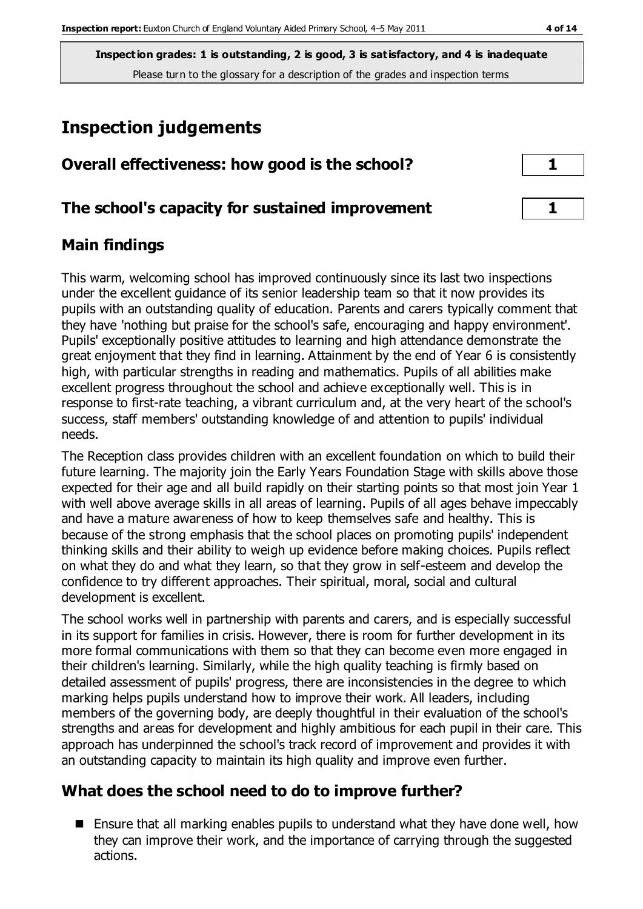**Inspection grades: 1 is outstanding, 2 is good, 3 is satisfactory, and 4 is inadequate**
Please turn to the glossary for a description of the grades and inspection terms

# Inspection judgements

| | |
|---|---|
| **Overall effectiveness: how good is the school?** | **1** |
| **The school's capacity for sustained improvement** | **1** |

## Main findings

This warm, welcoming school has improved continuously since its last two inspections under the excellent guidance of its senior leadership team so that it now provides its pupils with an outstanding quality of education. Parents and carers typically comment that they have 'nothing but praise for the school's safe, encouraging and happy environment'. Pupils' exceptionally positive attitudes to learning and high attendance demonstrate the great enjoyment that they find in learning. Attainment by the end of Year 6 is consistently high, with particular strengths in reading and mathematics. Pupils of all abilities make excellent progress throughout the school and achieve exceptionally well. This is in response to first-rate teaching, a vibrant curriculum and, at the very heart of the school's success, staff members' outstanding knowledge of and attention to pupils' individual needs.

The Reception class provides children with an excellent foundation on which to build their future learning. The majority join the Early Years Foundation Stage with skills above those expected for their age and all build rapidly on their starting points so that most join Year 1 with well above average skills in all areas of learning. Pupils of all ages behave impeccably and have a mature awareness of how to keep themselves safe and healthy. This is because of the strong emphasis that the school places on promoting pupils' independent thinking skills and their ability to weigh up evidence before making choices. Pupils reflect on what they do and what they learn, so that they grow in self-esteem and develop the confidence to try different approaches. Their spiritual, moral, social and cultural development is excellent.

The school works well in partnership with parents and carers, and is especially successful in its support for families in crisis. However, there is room for further development in its more formal communications with them so that they can become even more engaged in their children's learning. Similarly, while the high quality teaching is firmly based on detailed assessment of pupils' progress, there are inconsistencies in the degree to which marking helps pupils understand how to improve their work. All leaders, including members of the governing body, are deeply thoughtful in their evaluation of the school's strengths and areas for development and highly ambitious for each pupil in their care. This approach has underpinned the school's track record of improvement and provides it with an outstanding capacity to maintain its high quality and improve even further.

## What does the school need to do to improve further?

- Ensure that all marking enables pupils to understand what they have done well, how they can improve their work, and the importance of carrying through the suggested actions.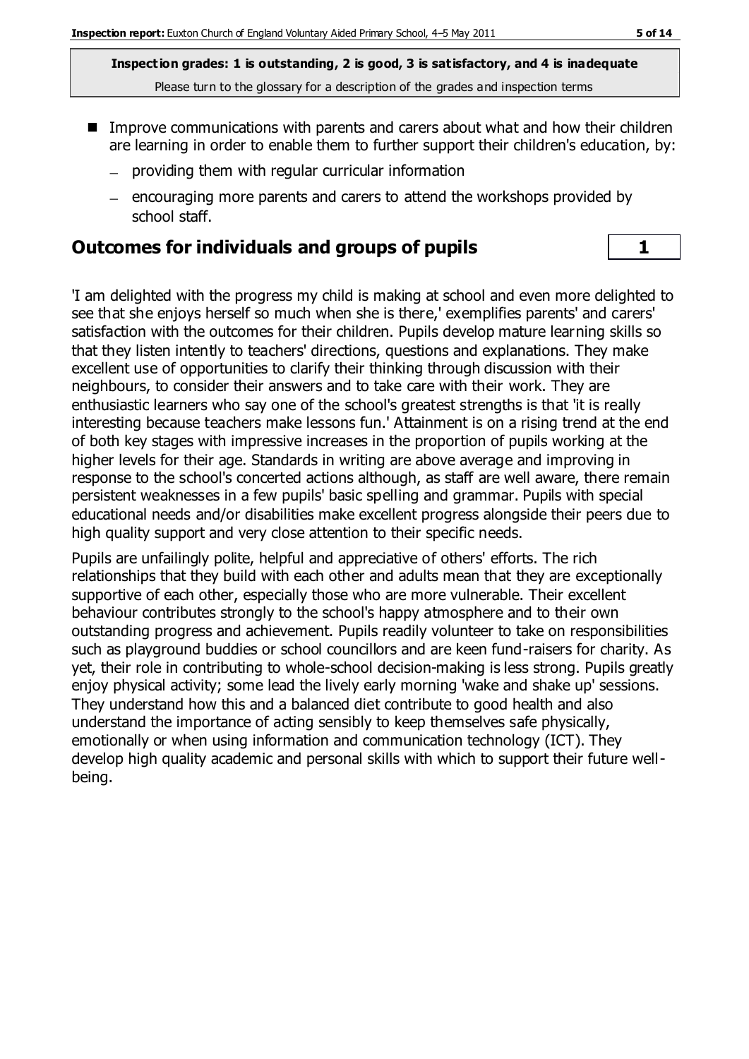**Inspection grades: 1 is outstanding, 2 is good, 3 is satisfactory, and 4 is inadequate**
Please turn to the glossary for a description of the grades and inspection terms

- Improve communications with parents and carers about what and how their children are learning in order to enable them to further support their children's education, by:
  - providing them with regular curricular information
  - encouraging more parents and carers to attend the workshops provided by school staff.

## Outcomes for individuals and groups of pupils — 1

'I am delighted with the progress my child is making at school and even more delighted to see that she enjoys herself so much when she is there,' exemplifies parents' and carers' satisfaction with the outcomes for their children. Pupils develop mature learning skills so that they listen intently to teachers' directions, questions and explanations. They make excellent use of opportunities to clarify their thinking through discussion with their neighbours, to consider their answers and to take care with their work. They are enthusiastic learners who say one of the school's greatest strengths is that 'it is really interesting because teachers make lessons fun.' Attainment is on a rising trend at the end of both key stages with impressive increases in the proportion of pupils working at the higher levels for their age. Standards in writing are above average and improving in response to the school's concerted actions although, as staff are well aware, there remain persistent weaknesses in a few pupils' basic spelling and grammar. Pupils with special educational needs and/or disabilities make excellent progress alongside their peers due to high quality support and very close attention to their specific needs.

Pupils are unfailingly polite, helpful and appreciative of others' efforts. The rich relationships that they build with each other and adults mean that they are exceptionally supportive of each other, especially those who are more vulnerable. Their excellent behaviour contributes strongly to the school's happy atmosphere and to their own outstanding progress and achievement. Pupils readily volunteer to take on responsibilities such as playground buddies or school councillors and are keen fund-raisers for charity. As yet, their role in contributing to whole-school decision-making is less strong. Pupils greatly enjoy physical activity; some lead the lively early morning 'wake and shake up' sessions. They understand how this and a balanced diet contribute to good health and also understand the importance of acting sensibly to keep themselves safe physically, emotionally or when using information and communication technology (ICT). They develop high quality academic and personal skills with which to support their future well-being.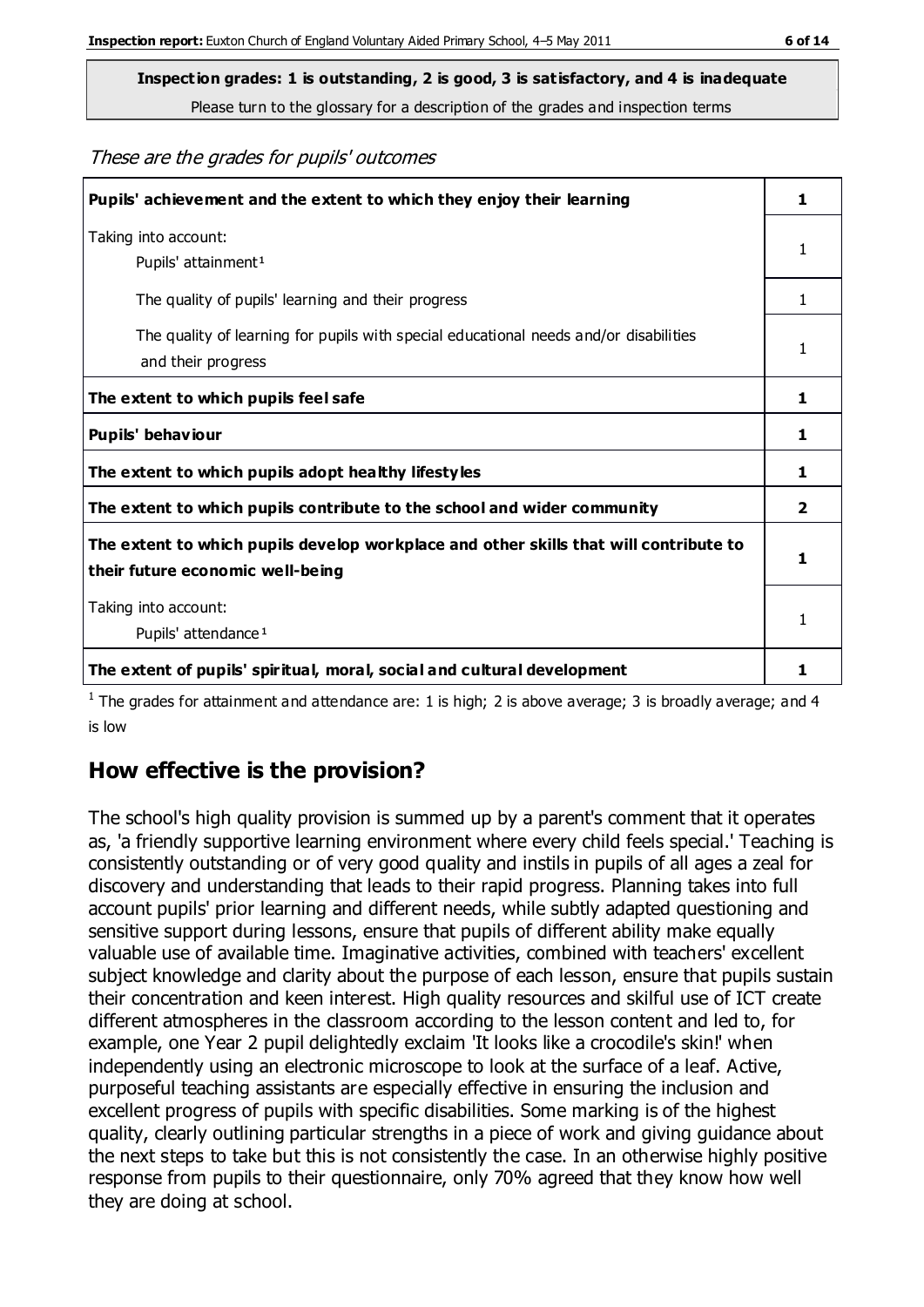**Inspection grades: 1 is outstanding, 2 is good, 3 is satisfactory, and 4 is inadequate**

Please turn to the glossary for a description of the grades and inspection terms

*These are the grades for pupils' outcomes*

| | |
|---|---|
| **Pupils' achievement and the extent to which they enjoy their learning** | **1** |
| Taking into account:<br>Pupils' attainment[1] | 1 |
| The quality of pupils' learning and their progress | 1 |
| The quality of learning for pupils with special educational needs and/or disabilities and their progress | 1 |
| **The extent to which pupils feel safe** | **1** |
| **Pupils' behaviour** | **1** |
| **The extent to which pupils adopt healthy lifestyles** | **1** |
| **The extent to which pupils contribute to the school and wider community** | **2** |
| **The extent to which pupils develop workplace and other skills that will contribute to their future economic well-being** | **1** |
| Taking into account:<br>Pupils' attendance[1] | 1 |
| **The extent of pupils' spiritual, moral, social and cultural development** | **1** |

[1] The grades for attainment and attendance are: 1 is high; 2 is above average; 3 is broadly average; and 4 is low

## How effective is the provision?

The school's high quality provision is summed up by a parent's comment that it operates as, 'a friendly supportive learning environment where every child feels special.' Teaching is consistently outstanding or of very good quality and instils in pupils of all ages a zeal for discovery and understanding that leads to their rapid progress. Planning takes into full account pupils' prior learning and different needs, while subtly adapted questioning and sensitive support during lessons, ensure that pupils of different ability make equally valuable use of available time. Imaginative activities, combined with teachers' excellent subject knowledge and clarity about the purpose of each lesson, ensure that pupils sustain their concentration and keen interest. High quality resources and skilful use of ICT create different atmospheres in the classroom according to the lesson content and led to, for example, one Year 2 pupil delightedly exclaim 'It looks like a crocodile's skin!' when independently using an electronic microscope to look at the surface of a leaf. Active, purposeful teaching assistants are especially effective in ensuring the inclusion and excellent progress of pupils with specific disabilities. Some marking is of the highest quality, clearly outlining particular strengths in a piece of work and giving guidance about the next steps to take but this is not consistently the case. In an otherwise highly positive response from pupils to their questionnaire, only 70% agreed that they know how well they are doing at school.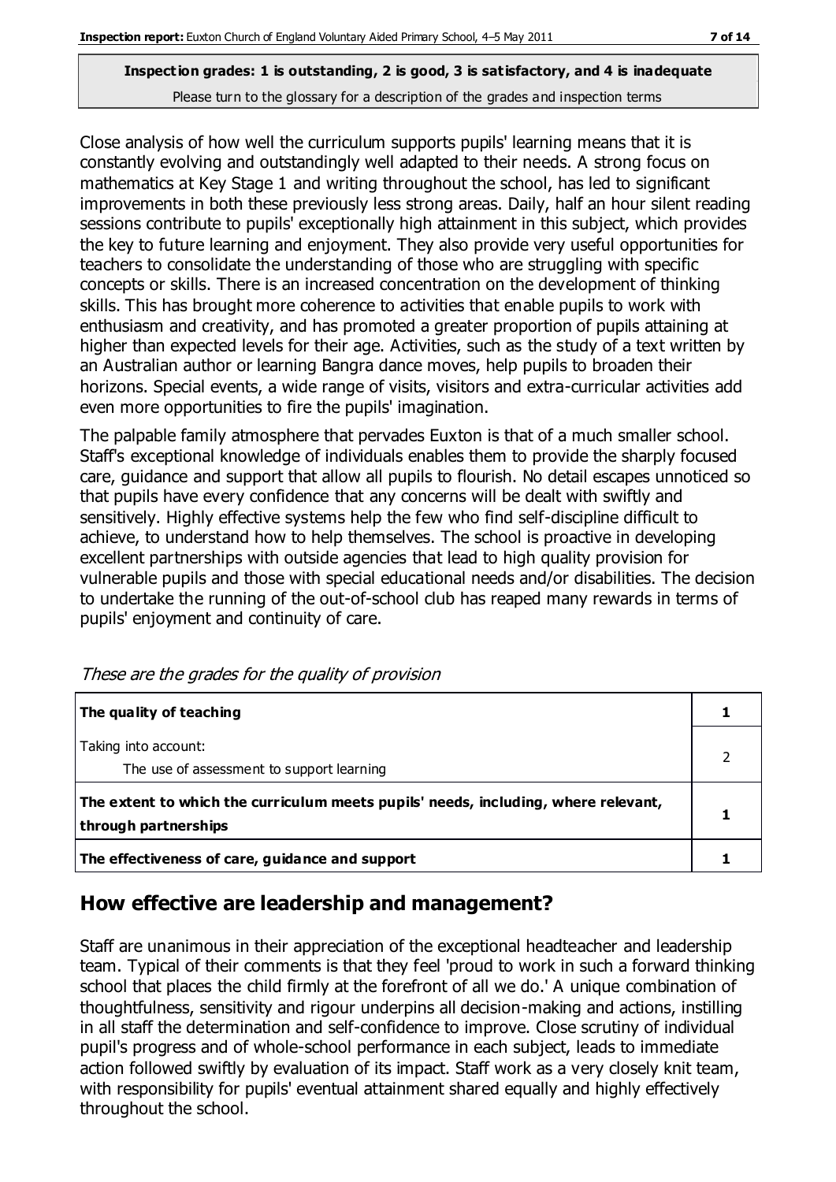**Inspection grades: 1 is outstanding, 2 is good, 3 is satisfactory, and 4 is inadequate**
Please turn to the glossary for a description of the grades and inspection terms

Close analysis of how well the curriculum supports pupils' learning means that it is constantly evolving and outstandingly well adapted to their needs. A strong focus on mathematics at Key Stage 1 and writing throughout the school, has led to significant improvements in both these previously less strong areas. Daily, half an hour silent reading sessions contribute to pupils' exceptionally high attainment in this subject, which provides the key to future learning and enjoyment. They also provide very useful opportunities for teachers to consolidate the understanding of those who are struggling with specific concepts or skills. There is an increased concentration on the development of thinking skills. This has brought more coherence to activities that enable pupils to work with enthusiasm and creativity, and has promoted a greater proportion of pupils attaining at higher than expected levels for their age. Activities, such as the study of a text written by an Australian author or learning Bangra dance moves, help pupils to broaden their horizons. Special events, a wide range of visits, visitors and extra-curricular activities add even more opportunities to fire the pupils' imagination.

The palpable family atmosphere that pervades Euxton is that of a much smaller school. Staff's exceptional knowledge of individuals enables them to provide the sharply focused care, guidance and support that allow all pupils to flourish. No detail escapes unnoticed so that pupils have every confidence that any concerns will be dealt with swiftly and sensitively. Highly effective systems help the few who find self-discipline difficult to achieve, to understand how to help themselves. The school is proactive in developing excellent partnerships with outside agencies that lead to high quality provision for vulnerable pupils and those with special educational needs and/or disabilities. The decision to undertake the running of the out-of-school club has reaped many rewards in terms of pupils' enjoyment and continuity of care.

*These are the grades for the quality of provision*

| | |
|---|---|
| **The quality of teaching** | **1** |
| Taking into account: The use of assessment to support learning | 2 |
| **The extent to which the curriculum meets pupils' needs, including, where relevant, through partnerships** | **1** |
| **The effectiveness of care, guidance and support** | **1** |

## How effective are leadership and management?

Staff are unanimous in their appreciation of the exceptional headteacher and leadership team. Typical of their comments is that they feel 'proud to work in such a forward thinking school that places the child firmly at the forefront of all we do.' A unique combination of thoughtfulness, sensitivity and rigour underpins all decision-making and actions, instilling in all staff the determination and self-confidence to improve. Close scrutiny of individual pupil's progress and of whole-school performance in each subject, leads to immediate action followed swiftly by evaluation of its impact. Staff work as a very closely knit team, with responsibility for pupils' eventual attainment shared equally and highly effectively throughout the school.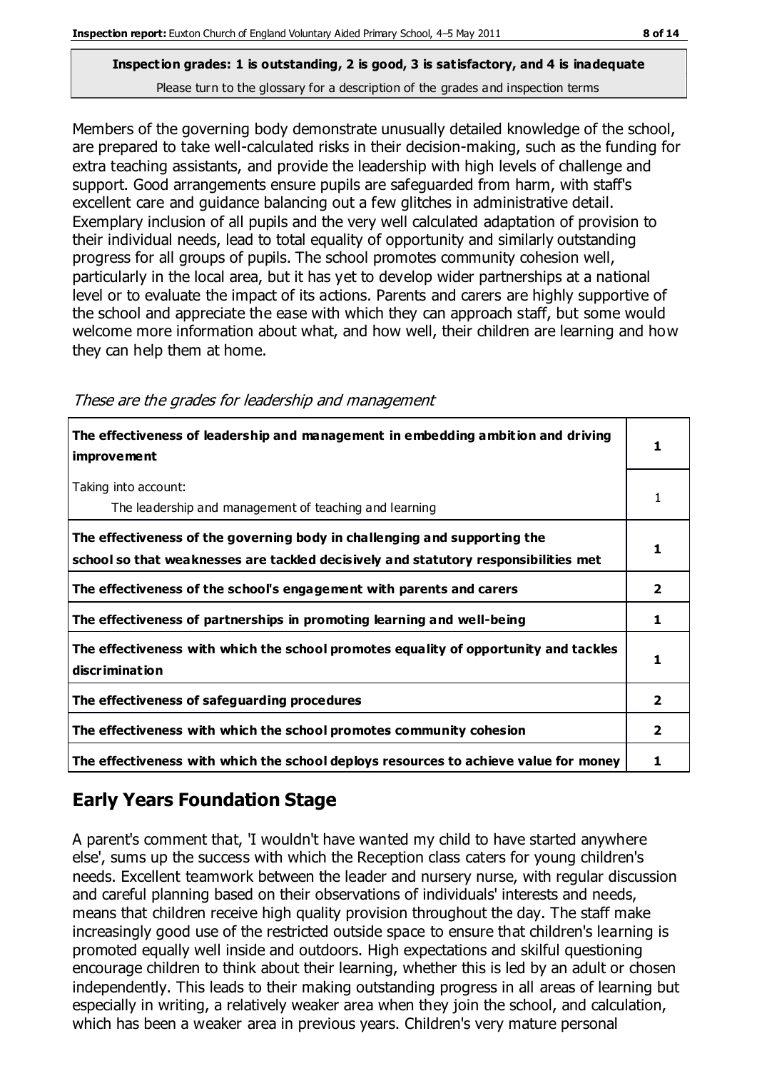**Inspection grades: 1 is outstanding, 2 is good, 3 is satisfactory, and 4 is inadequate**

Please turn to the glossary for a description of the grades and inspection terms

Members of the governing body demonstrate unusually detailed knowledge of the school, are prepared to take well-calculated risks in their decision-making, such as the funding for extra teaching assistants, and provide the leadership with high levels of challenge and support. Good arrangements ensure pupils are safeguarded from harm, with staff's excellent care and guidance balancing out a few glitches in administrative detail. Exemplary inclusion of all pupils and the very well calculated adaptation of provision to their individual needs, lead to total equality of opportunity and similarly outstanding progress for all groups of pupils. The school promotes community cohesion well, particularly in the local area, but it has yet to develop wider partnerships at a national level or to evaluate the impact of its actions. Parents and carers are highly supportive of the school and appreciate the ease with which they can approach staff, but some would welcome more information about what, and how well, their children are learning and how they can help them at home.

*These are the grades for leadership and management*

| | |
|---|---|
| **The effectiveness of leadership and management in embedding ambition and driving improvement** | **1** |
| Taking into account:<br>The leadership and management of teaching and learning | 1 |
| **The effectiveness of the governing body in challenging and supporting the school so that weaknesses are tackled decisively and statutory responsibilities met** | **1** |
| **The effectiveness of the school's engagement with parents and carers** | **2** |
| **The effectiveness of partnerships in promoting learning and well-being** | **1** |
| **The effectiveness with which the school promotes equality of opportunity and tackles discrimination** | **1** |
| **The effectiveness of safeguarding procedures** | **2** |
| **The effectiveness with which the school promotes community cohesion** | **2** |
| **The effectiveness with which the school deploys resources to achieve value for money** | **1** |

## Early Years Foundation Stage

A parent's comment that, 'I wouldn't have wanted my child to have started anywhere else', sums up the success with which the Reception class caters for young children's needs. Excellent teamwork between the leader and nursery nurse, with regular discussion and careful planning based on their observations of individuals' interests and needs, means that children receive high quality provision throughout the day. The staff make increasingly good use of the restricted outside space to ensure that children's learning is promoted equally well inside and outdoors. High expectations and skilful questioning encourage children to think about their learning, whether this is led by an adult or chosen independently. This leads to their making outstanding progress in all areas of learning but especially in writing, a relatively weaker area when they join the school, and calculation, which has been a weaker area in previous years. Children's very mature personal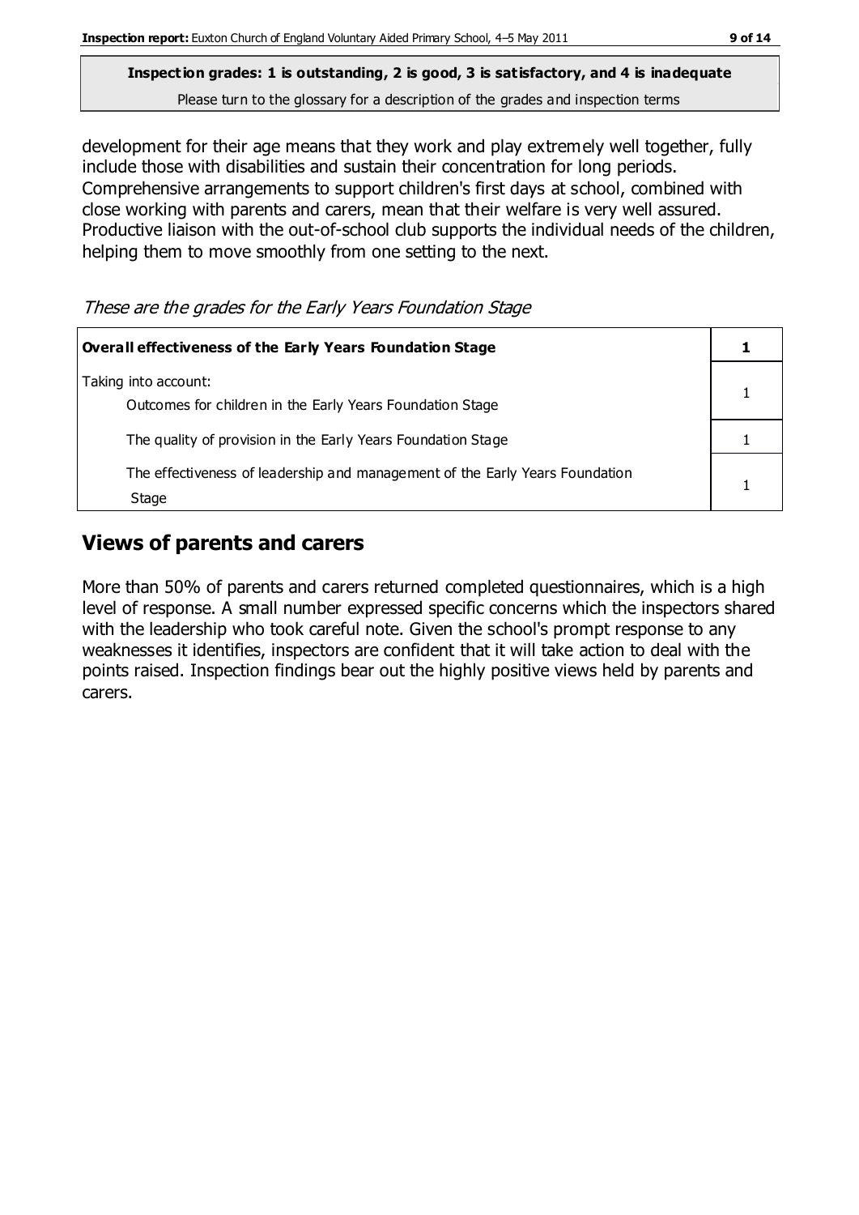**Inspection grades: 1 is outstanding, 2 is good, 3 is satisfactory, and 4 is inadequate**
Please turn to the glossary for a description of the grades and inspection terms

development for their age means that they work and play extremely well together, fully include those with disabilities and sustain their concentration for long periods. Comprehensive arrangements to support children's first days at school, combined with close working with parents and carers, mean that their welfare is very well assured. Productive liaison with the out-of-school club supports the individual needs of the children, helping them to move smoothly from one setting to the next.

*These are the grades for the Early Years Foundation Stage*

| **Overall effectiveness of the Early Years Foundation Stage** | **1** |
|---|---|
| Taking into account: Outcomes for children in the Early Years Foundation Stage | 1 |
| The quality of provision in the Early Years Foundation Stage | 1 |
| The effectiveness of leadership and management of the Early Years Foundation Stage | 1 |

## Views of parents and carers

More than 50% of parents and carers returned completed questionnaires, which is a high level of response. A small number expressed specific concerns which the inspectors shared with the leadership who took careful note. Given the school's prompt response to any weaknesses it identifies, inspectors are confident that it will take action to deal with the points raised. Inspection findings bear out the highly positive views held by parents and carers.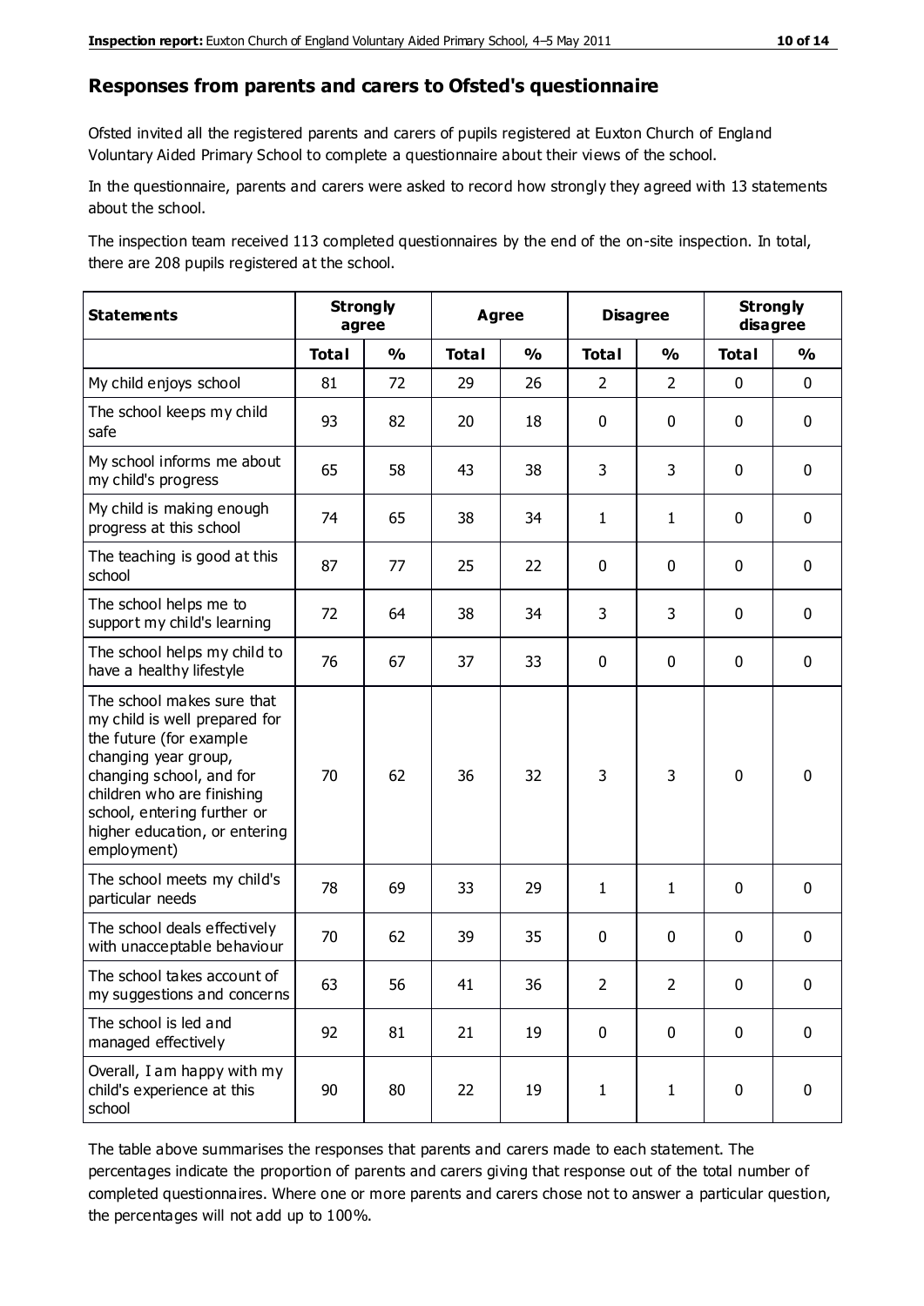## Responses from parents and carers to Ofsted's questionnaire

Ofsted invited all the registered parents and carers of pupils registered at Euxton Church of England Voluntary Aided Primary School to complete a questionnaire about their views of the school.

In the questionnaire, parents and carers were asked to record how strongly they agreed with 13 statements about the school.

The inspection team received 113 completed questionnaires by the end of the on-site inspection. In total, there are 208 pupils registered at the school.

| Statements | Strongly agree | | Agree | | Disagree | | Strongly disagree | |
|---|---|---|---|---|---|---|---|---|
| | Total | % | Total | % | Total | % | Total | % |
| My child enjoys school | 81 | 72 | 29 | 26 | 2 | 2 | 0 | 0 |
| The school keeps my child safe | 93 | 82 | 20 | 18 | 0 | 0 | 0 | 0 |
| My school informs me about my child's progress | 65 | 58 | 43 | 38 | 3 | 3 | 0 | 0 |
| My child is making enough progress at this school | 74 | 65 | 38 | 34 | 1 | 1 | 0 | 0 |
| The teaching is good at this school | 87 | 77 | 25 | 22 | 0 | 0 | 0 | 0 |
| The school helps me to support my child's learning | 72 | 64 | 38 | 34 | 3 | 3 | 0 | 0 |
| The school helps my child to have a healthy lifestyle | 76 | 67 | 37 | 33 | 0 | 0 | 0 | 0 |
| The school makes sure that my child is well prepared for the future (for example changing year group, changing school, and for children who are finishing school, entering further or higher education, or entering employment) | 70 | 62 | 36 | 32 | 3 | 3 | 0 | 0 |
| The school meets my child's particular needs | 78 | 69 | 33 | 29 | 1 | 1 | 0 | 0 |
| The school deals effectively with unacceptable behaviour | 70 | 62 | 39 | 35 | 0 | 0 | 0 | 0 |
| The school takes account of my suggestions and concerns | 63 | 56 | 41 | 36 | 2 | 2 | 0 | 0 |
| The school is led and managed effectively | 92 | 81 | 21 | 19 | 0 | 0 | 0 | 0 |
| Overall, I am happy with my child's experience at this school | 90 | 80 | 22 | 19 | 1 | 1 | 0 | 0 |

The table above summarises the responses that parents and carers made to each statement. The percentages indicate the proportion of parents and carers giving that response out of the total number of completed questionnaires. Where one or more parents and carers chose not to answer a particular question, the percentages will not add up to 100%.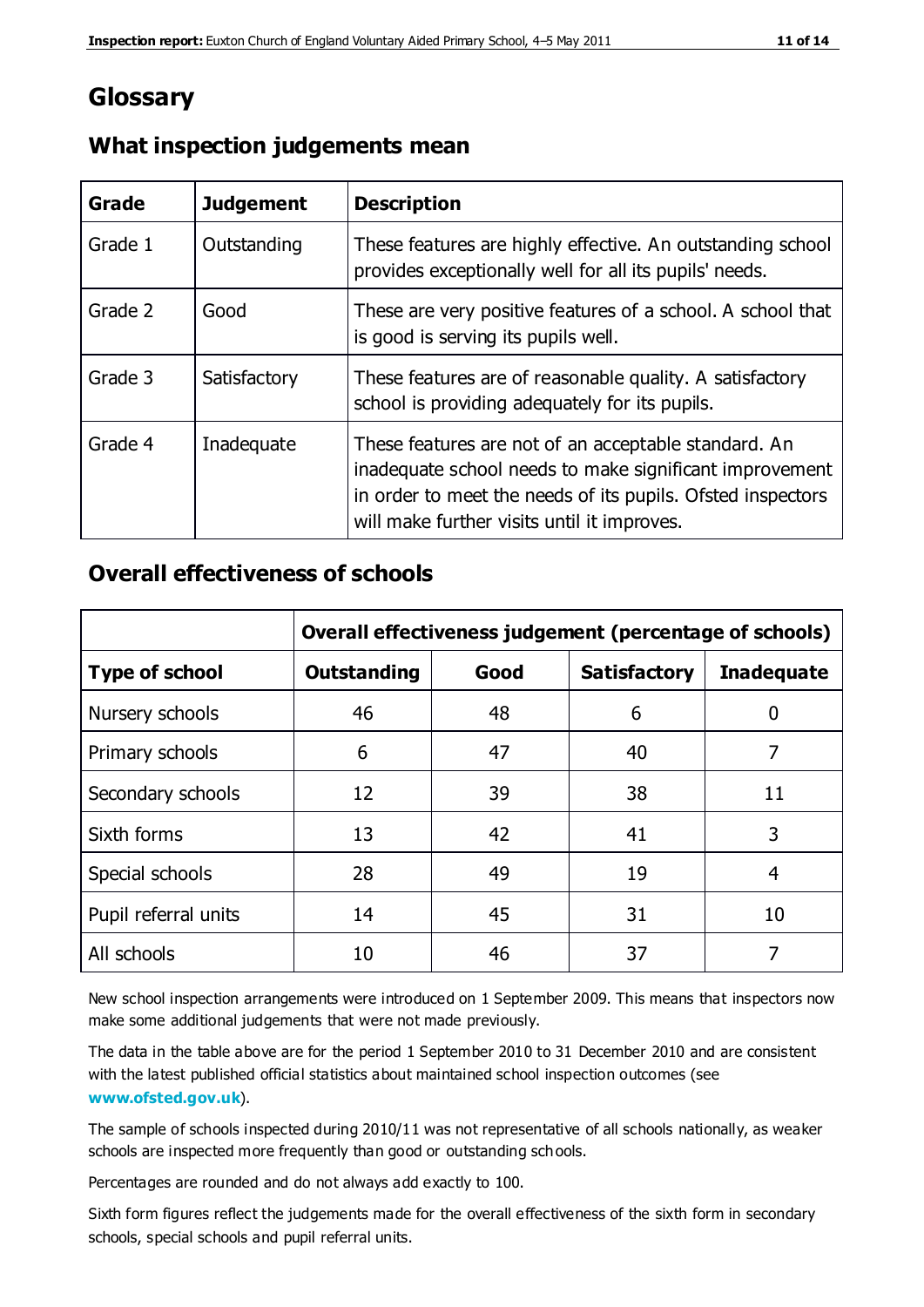# Glossary

## What inspection judgements mean

| Grade | Judgement | Description |
| --- | --- | --- |
| Grade 1 | Outstanding | These features are highly effective. An outstanding school provides exceptionally well for all its pupils' needs. |
| Grade 2 | Good | These are very positive features of a school. A school that is good is serving its pupils well. |
| Grade 3 | Satisfactory | These features are of reasonable quality. A satisfactory school is providing adequately for its pupils. |
| Grade 4 | Inadequate | These features are not of an acceptable standard. An inadequate school needs to make significant improvement in order to meet the needs of its pupils. Ofsted inspectors will make further visits until it improves. |

## Overall effectiveness of schools

| | Overall effectiveness judgement (percentage of schools) | | | |
| --- | --- | --- | --- | --- |
| **Type of school** | **Outstanding** | **Good** | **Satisfactory** | **Inadequate** |
| Nursery schools | 46 | 48 | 6 | 0 |
| Primary schools | 6 | 47 | 40 | 7 |
| Secondary schools | 12 | 39 | 38 | 11 |
| Sixth forms | 13 | 42 | 41 | 3 |
| Special schools | 28 | 49 | 19 | 4 |
| Pupil referral units | 14 | 45 | 31 | 10 |
| All schools | 10 | 46 | 37 | 7 |

New school inspection arrangements were introduced on 1 September 2009. This means that inspectors now make some additional judgements that were not made previously.

The data in the table above are for the period 1 September 2010 to 31 December 2010 and are consistent with the latest published official statistics about maintained school inspection outcomes (see **www.ofsted.gov.uk**).

The sample of schools inspected during 2010/11 was not representative of all schools nationally, as weaker schools are inspected more frequently than good or outstanding schools.

Percentages are rounded and do not always add exactly to 100.

Sixth form figures reflect the judgements made for the overall effectiveness of the sixth form in secondary schools, special schools and pupil referral units.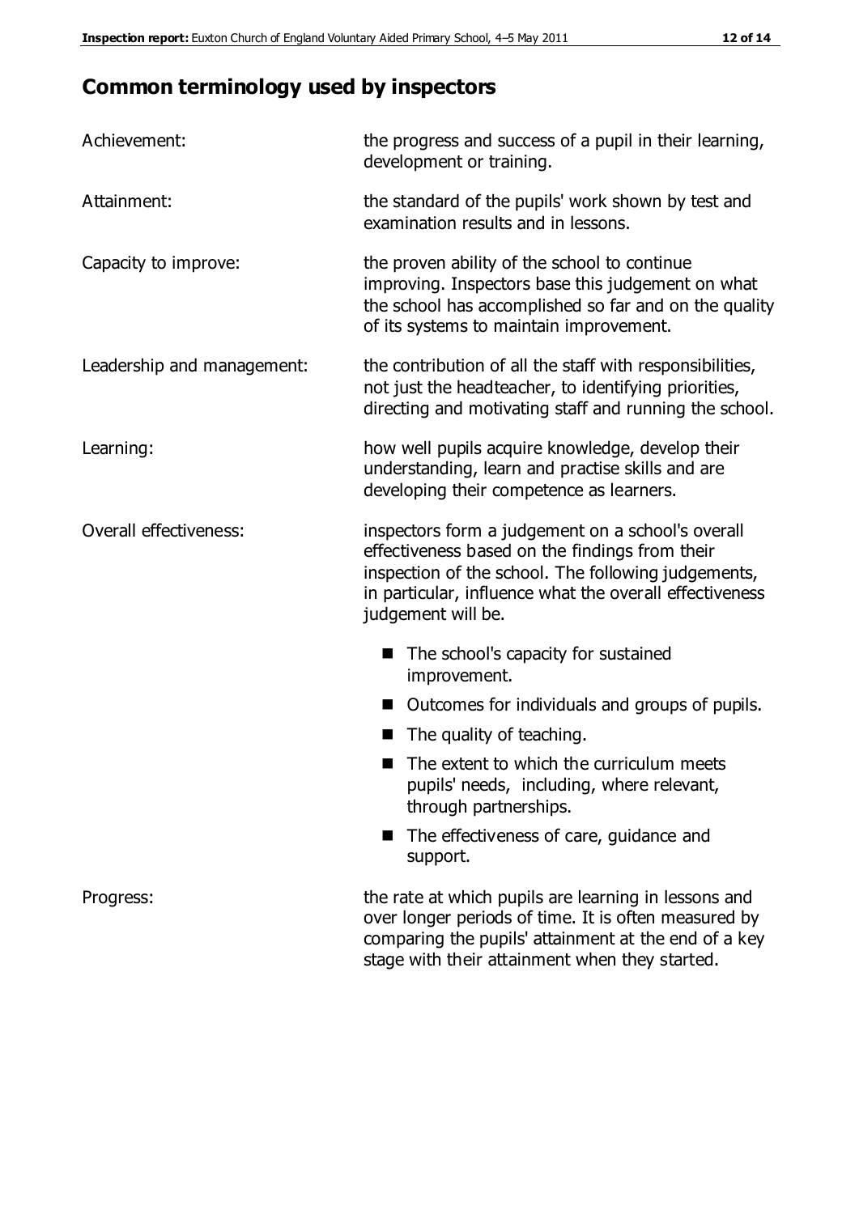## Common terminology used by inspectors

| | |
|---|---|
| Achievement: | the progress and success of a pupil in their learning, development or training. |
| Attainment: | the standard of the pupils' work shown by test and examination results and in lessons. |
| Capacity to improve: | the proven ability of the school to continue improving. Inspectors base this judgement on what the school has accomplished so far and on the quality of its systems to maintain improvement. |
| Leadership and management: | the contribution of all the staff with responsibilities, not just the headteacher, to identifying priorities, directing and motivating staff and running the school. |
| Learning: | how well pupils acquire knowledge, develop their understanding, learn and practise skills and are developing their competence as learners. |
| Overall effectiveness: | inspectors form a judgement on a school's overall effectiveness based on the findings from their inspection of the school. The following judgements, in particular, influence what the overall effectiveness judgement will be. <br>■ The school's capacity for sustained improvement. <br>■ Outcomes for individuals and groups of pupils. <br>■ The quality of teaching. <br>■ The extent to which the curriculum meets pupils' needs, including, where relevant, through partnerships. <br>■ The effectiveness of care, guidance and support. |
| Progress: | the rate at which pupils are learning in lessons and over longer periods of time. It is often measured by comparing the pupils' attainment at the end of a key stage with their attainment when they started. |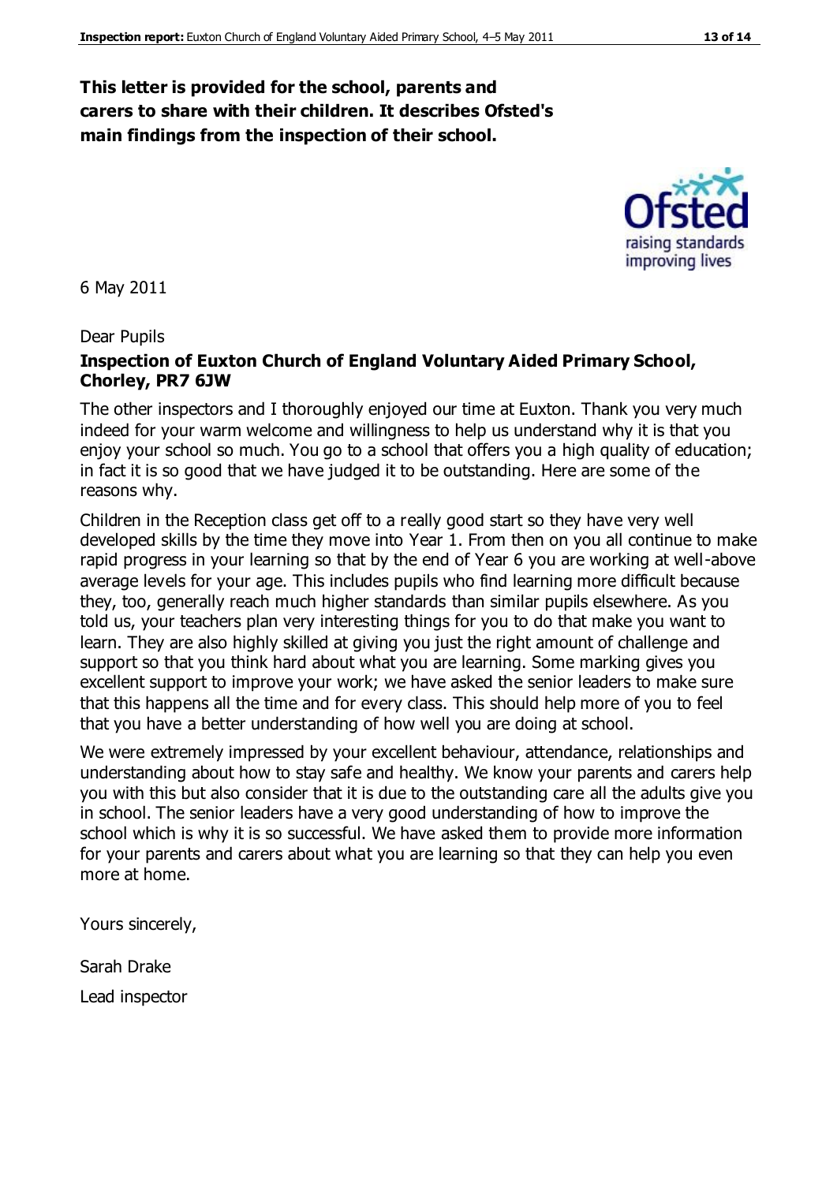**This letter is provided for the school, parents and carers to share with their children. It describes Ofsted's main findings from the inspection of their school.**

6 May 2011

Dear Pupils

**Inspection of Euxton Church of England Voluntary Aided Primary School, Chorley, PR7 6JW**

The other inspectors and I thoroughly enjoyed our time at Euxton. Thank you very much indeed for your warm welcome and willingness to help us understand why it is that you enjoy your school so much. You go to a school that offers you a high quality of education; in fact it is so good that we have judged it to be outstanding. Here are some of the reasons why.

Children in the Reception class get off to a really good start so they have very well developed skills by the time they move into Year 1. From then on you all continue to make rapid progress in your learning so that by the end of Year 6 you are working at well-above average levels for your age. This includes pupils who find learning more difficult because they, too, generally reach much higher standards than similar pupils elsewhere. As you told us, your teachers plan very interesting things for you to do that make you want to learn. They are also highly skilled at giving you just the right amount of challenge and support so that you think hard about what you are learning. Some marking gives you excellent support to improve your work; we have asked the senior leaders to make sure that this happens all the time and for every class. This should help more of you to feel that you have a better understanding of how well you are doing at school.

We were extremely impressed by your excellent behaviour, attendance, relationships and understanding about how to stay safe and healthy. We know your parents and carers help you with this but also consider that it is due to the outstanding care all the adults give you in school. The senior leaders have a very good understanding of how to improve the school which is why it is so successful. We have asked them to provide more information for your parents and carers about what you are learning so that they can help you even more at home.

Yours sincerely,

Sarah Drake

Lead inspector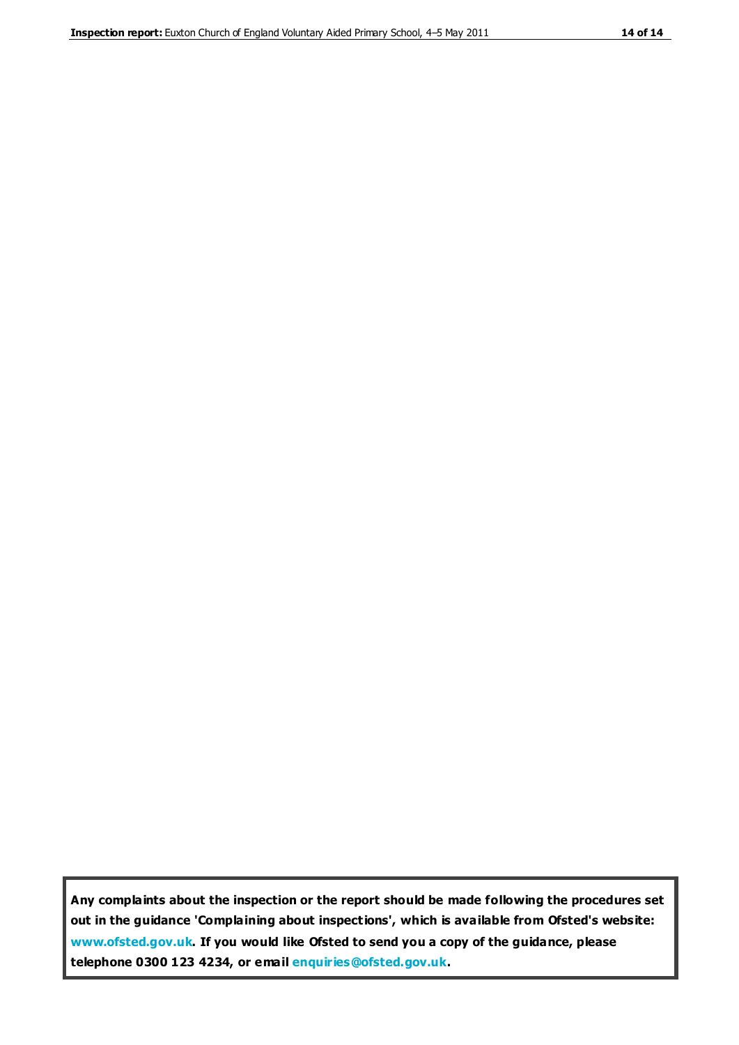**Any complaints about the inspection or the report should be made following the procedures set out in the guidance 'Complaining about inspections', which is available from Ofsted's website: www.ofsted.gov.uk. If you would like Ofsted to send you a copy of the guidance, please telephone 0300 123 4234, or email enquiries@ofsted.gov.uk.**